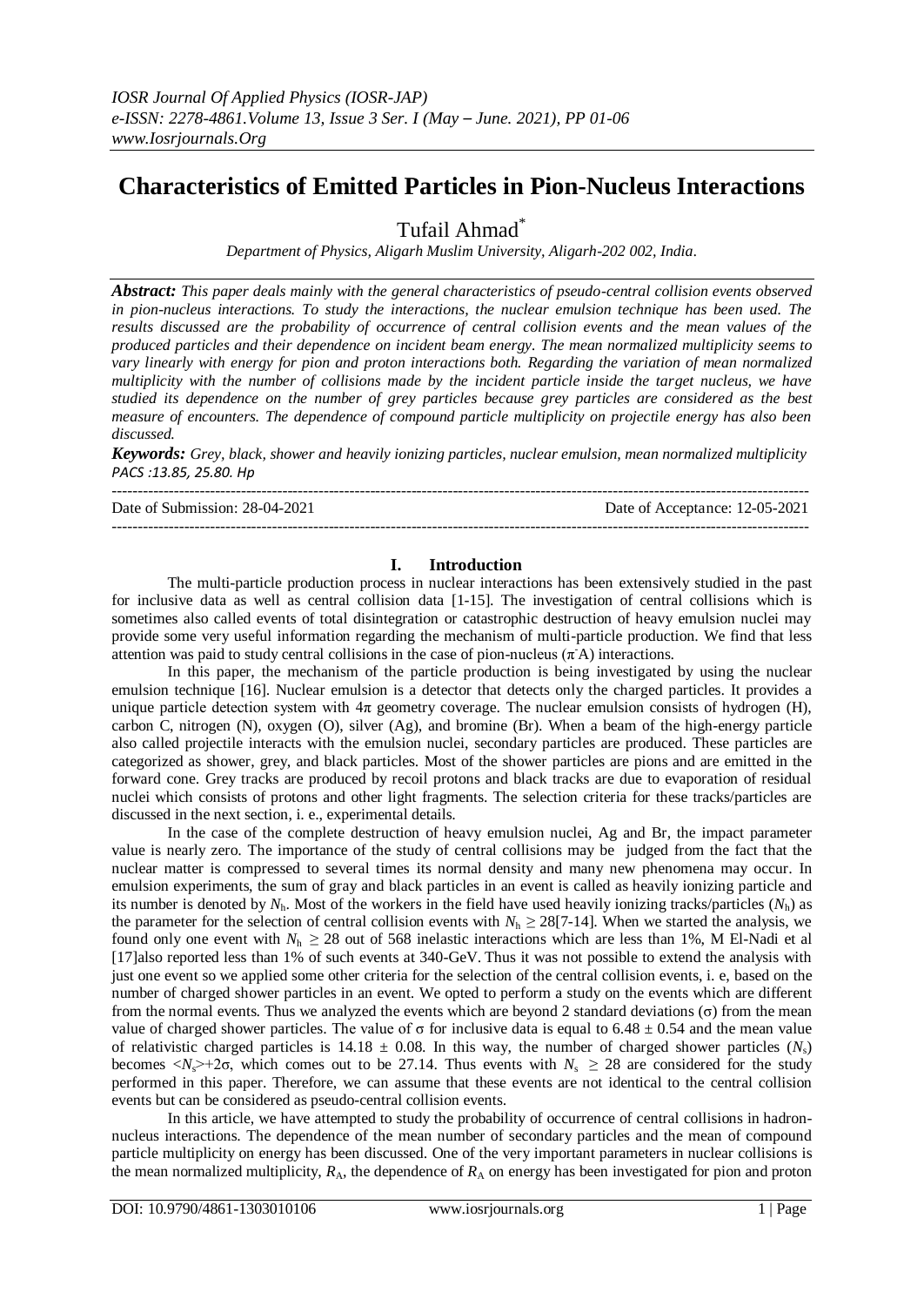# Characteristics of Emitted Particles in Pion-Nucleus Interactions

Tufail Ahmad[*]

*Department of Physics, Aligarh Muslim University, Aligarh-202 002, India.*

***Abstract:*** *This paper deals mainly with the general characteristics of pseudo-central collision events observed in pion-nucleus interactions. To study the interactions, the nuclear emulsion technique has been used. The results discussed are the probability of occurrence of central collision events and the mean values of the produced particles and their dependence on incident beam energy. The mean normalized multiplicity seems to vary linearly with energy for pion and proton interactions both. Regarding the variation of mean normalized multiplicity with the number of collisions made by the incident particle inside the target nucleus, we have studied its dependence on the number of grey particles because grey particles are considered as the best measure of encounters. The dependence of compound particle multiplicity on projectile energy has also been discussed.*

***Keywords:*** *Grey, black, shower and heavily ionizing particles, nuclear emulsion, mean normalized multiplicity*
*PACS :13.85, 25.80. Hp*

---

Date of Submission: 28-04-2021 | Date of Acceptance: 12-05-2021

---

## I. Introduction

The multi-particle production process in nuclear interactions has been extensively studied in the past for inclusive data as well as central collision data [1-15]. The investigation of central collisions which is sometimes also called events of total disintegration or catastrophic destruction of heavy emulsion nuclei may provide some very useful information regarding the mechanism of multi-particle production. We find that less attention was paid to study central collisions in the case of pion-nucleus ($\pi^-A$) interactions.

In this paper, the mechanism of the particle production is being investigated by using the nuclear emulsion technique [16]. Nuclear emulsion is a detector that detects only the charged particles. It provides a unique particle detection system with $4\pi$ geometry coverage. The nuclear emulsion consists of hydrogen (H), carbon C, nitrogen (N), oxygen (O), silver (Ag), and bromine (Br). When a beam of the high-energy particle also called projectile interacts with the emulsion nuclei, secondary particles are produced. These particles are categorized as shower, grey, and black particles. Most of the shower particles are pions and are emitted in the forward cone. Grey tracks are produced by recoil protons and black tracks are due to evaporation of residual nuclei which consists of protons and other light fragments. The selection criteria for these tracks/particles are discussed in the next section, i. e., experimental details.

In the case of the complete destruction of heavy emulsion nuclei, Ag and Br, the impact parameter value is nearly zero. The importance of the study of central collisions may be judged from the fact that the nuclear matter is compressed to several times its normal density and many new phenomena may occur. In emulsion experiments, the sum of gray and black particles in an event is called as heavily ionizing particle and its number is denoted by $N_h$. Most of the workers in the field have used heavily ionizing tracks/particles ($N_h$) as the parameter for the selection of central collision events with $N_h \geq 28$[7-14]. When we started the analysis, we found only one event with $N_h \geq 28$ out of 568 inelastic interactions which are less than 1%, M El-Nadi et al [17]also reported less than 1% of such events at 340-GeV. Thus it was not possible to extend the analysis with just one event so we applied some other criteria for the selection of the central collision events, i. e, based on the number of charged shower particles in an event. We opted to perform a study on the events which are different from the normal events. Thus we analyzed the events which are beyond 2 standard deviations ($\sigma$) from the mean value of charged shower particles. The value of $\sigma$ for inclusive data is equal to $6.48 \pm 0.54$ and the mean value of relativistic charged particles is $14.18 \pm 0.08$. In this way, the number of charged shower particles ($N_s$) becomes $\langle N_s \rangle + 2\sigma$, which comes out to be 27.14. Thus events with $N_s \geq 28$ are considered for the study performed in this paper. Therefore, we can assume that these events are not identical to the central collision events but can be considered as pseudo-central collision events.

In this article, we have attempted to study the probability of occurrence of central collisions in hadron-nucleus interactions. The dependence of the mean number of secondary particles and the mean of compound particle multiplicity on energy has been discussed. One of the very important parameters in nuclear collisions is the mean normalized multiplicity, $R_A$, the dependence of $R_A$ on energy has been investigated for pion and proton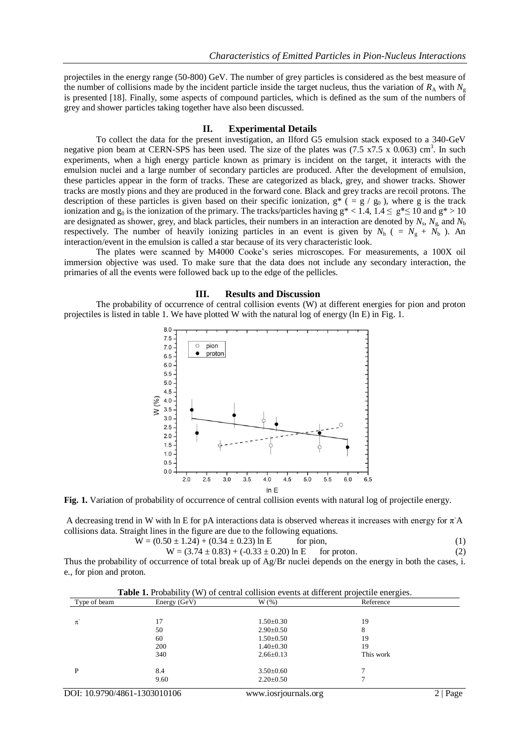projectiles in the energy range (50-800) GeV. The number of grey particles is considered as the best measure of the number of collisions made by the incident particle inside the target nucleus, thus the variation of $R_A$ with $N_g$ is presented [18]. Finally, some aspects of compound particles, which is defined as the sum of the numbers of grey and shower particles taking together have also been discussed.

## II. Experimental Details

To collect the data for the present investigation, an Ilford G5 emulsion stack exposed to a 340-GeV negative pion beam at CERN-SPS has been used. The size of the plates was (7.5 x7.5 x 0.063) $cm^3$. In such experiments, when a high energy particle known as primary is incident on the target, it interacts with the emulsion nuclei and a large number of secondary particles are produced. After the development of emulsion, these particles appear in the form of tracks. These are categorized as black, grey, and shower tracks. Shower tracks are mostly pions and they are produced in the forward cone. Black and grey tracks are recoil protons. The description of these particles is given based on their specific ionization, $g^*$ ( $= g / g_0$ ), where g is the track ionization and $g_0$ is the ionization of the primary. The tracks/particles having $g^* < 1.4$, $1.4 \leq g^* \leq 10$ and $g^* > 10$ are designated as shower, grey, and black particles, their numbers in an interaction are denoted by $N_s$, $N_g$ and $N_b$ respectively. The number of heavily ionizing particles in an event is given by $N_h$ ( $= N_g + N_b$ ). An interaction/event in the emulsion is called a star because of its very characteristic look.

The plates were scanned by M4000 Cooke's series microscopes. For measurements, a 100X oil immersion objective was used. To make sure that the data does not include any secondary interaction, the primaries of all the events were followed back up to the edge of the pellicles.

## III. Results and Discussion

The probability of occurrence of central collision events (W) at different energies for pion and proton projectiles is listed in table 1. We have plotted W with the natural log of energy (ln E) in Fig. 1.

**Fig. 1.** Variation of probability of occurrence of central collision events with natural log of projectile energy.

A decreasing trend in W with ln E for pA interactions data is observed whereas it increases with energy for $\pi^-A$ collisions data. Straight lines in the figure are due to the following equations.

$$W = (0.50 \pm 1.24) + (0.34 \pm 0.23) \ln E \quad \text{for pion,} \tag{1}$$

$$W = (3.74 \pm 0.83) + (-0.33 \pm 0.20) \ln E \quad \text{for proton.} \tag{2}$$

Thus the probability of occurrence of total break up of Ag/Br nuclei depends on the energy in both the cases, i. e., for pion and proton.

**Table 1.** Probability (W) of central collision events at different projectile energies.

| Type of beam | Energy (GeV) | W (%) | Reference |
|---|---|---|---|
| $\pi^-$ | 17 | 1.50±0.30 | 19 |
| | 50 | 2.90±0.50 | 8 |
| | 60 | 1.50±0.50 | 19 |
| | 200 | 1.40±0.30 | 19 |
| | 340 | 2.66±0.13 | This work |
| P | 8.4 | 3.50±0.60 | 7 |
| | 9.60 | 2.20±0.50 | 7 |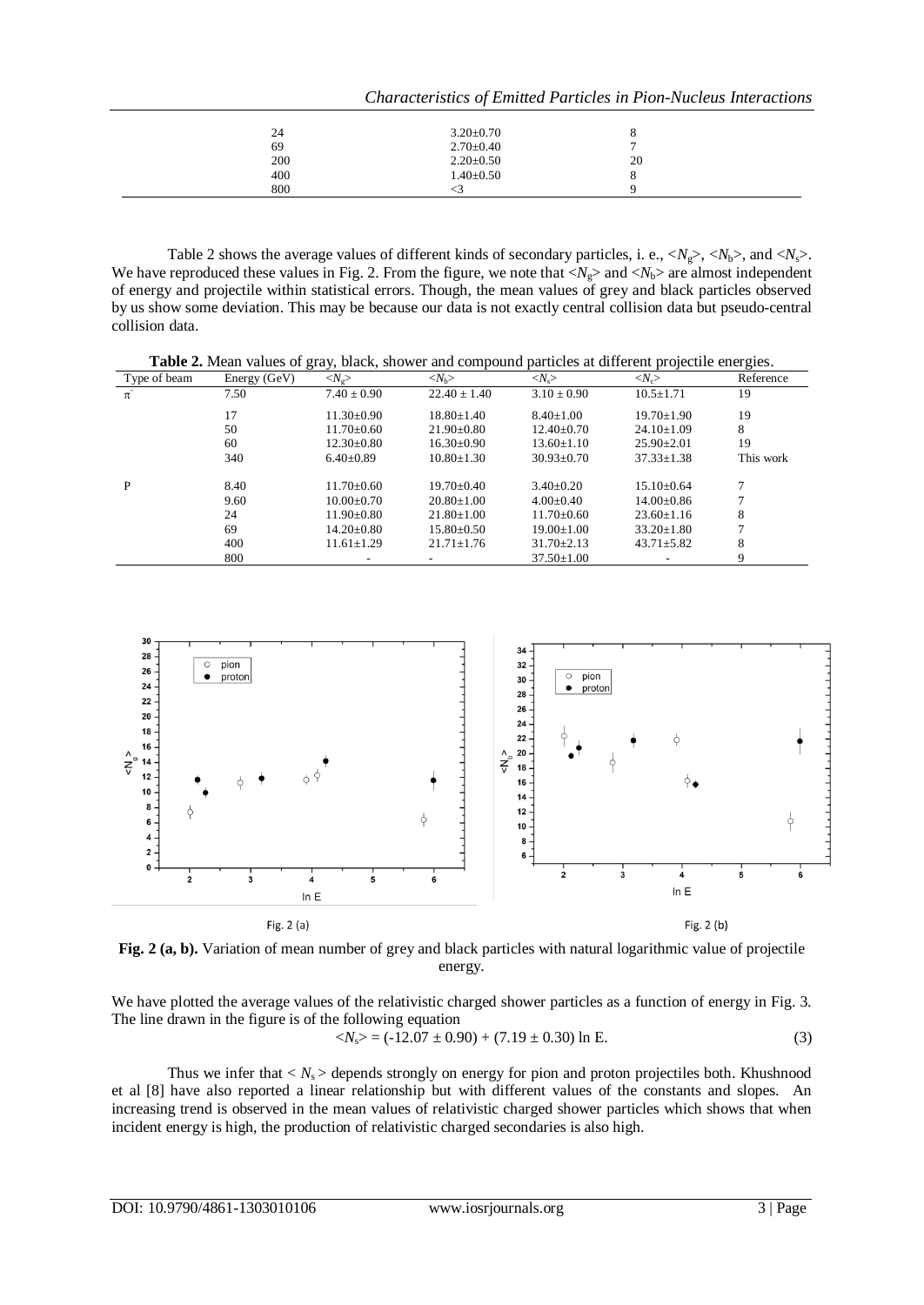| | | |
|---|---|---|
| 24 | 3.20±0.70 | 8 |
| 69 | 2.70±0.40 | 7 |
| 200 | 2.20±0.50 | 20 |
| 400 | 1.40±0.50 | 8 |
| 800 | <3 | 9 |

Table 2 shows the average values of different kinds of secondary particles, i. e., $<N_g>$, $<N_b>$, and $<N_s>$. We have reproduced these values in Fig. 2. From the figure, we note that $<N_g>$ and $<N_b>$ are almost independent of energy and projectile within statistical errors. Though, the mean values of grey and black particles observed by us show some deviation. This may be because our data is not exactly central collision data but pseudo-central collision data.

**Table 2.** Mean values of gray, black, shower and compound particles at different projectile energies.

| Type of beam | Energy (GeV) | $<N_g>$ | $<N_b>$ | $<N_s>$ | $<N_c>$ | Reference |
|---|---|---|---|---|---|---|
| $\pi^-$ | 7.50 | 7.40 ± 0.90 | 22.40 ± 1.40 | 3.10 ± 0.90 | 10.5±1.71 | 19 |
| | 17 | 11.30±0.90 | 18.80±1.40 | 8.40±1.00 | 19.70±1.90 | 19 |
| | 50 | 11.70±0.60 | 21.90±0.80 | 12.40±0.70 | 24.10±1.09 | 8 |
| | 60 | 12.30±0.80 | 16.30±0.90 | 13.60±1.10 | 25.90±2.01 | 19 |
| | 340 | 6.40±0.89 | 10.80±1.30 | 30.93±0.70 | 37.33±1.38 | This work |
| P | 8.40 | 11.70±0.60 | 19.70±0.40 | 3.40±0.20 | 15.10±0.64 | 7 |
| | 9.60 | 10.00±0.70 | 20.80±1.00 | 4.00±0.40 | 14.00±0.86 | 7 |
| | 24 | 11.90±0.80 | 21.80±1.00 | 11.70±0.60 | 23.60±1.16 | 8 |
| | 69 | 14.20±0.80 | 15.80±0.50 | 19.00±1.00 | 33.20±1.80 | 7 |
| | 400 | 11.61±1.29 | 21.71±1.76 | 31.70±2.13 | 43.71±5.82 | 8 |
| | 800 | - | - | 37.50±1.00 | - | 9 |

Fig. 2 (a) Fig. 2 (b)

**Fig. 2 (a, b).** Variation of mean number of grey and black particles with natural logarithmic value of projectile energy.

We have plotted the average values of the relativistic charged shower particles as a function of energy in Fig. 3. The line drawn in the figure is of the following equation

$$<N_s> = (-12.07 \pm 0.90) + (7.19 \pm 0.30) \ln E. \quad (3)$$

Thus we infer that $< N_s >$ depends strongly on energy for pion and proton projectiles both. Khushnood et al [8] have also reported a linear relationship but with different values of the constants and slopes. An increasing trend is observed in the mean values of relativistic charged shower particles which shows that when incident energy is high, the production of relativistic charged secondaries is also high.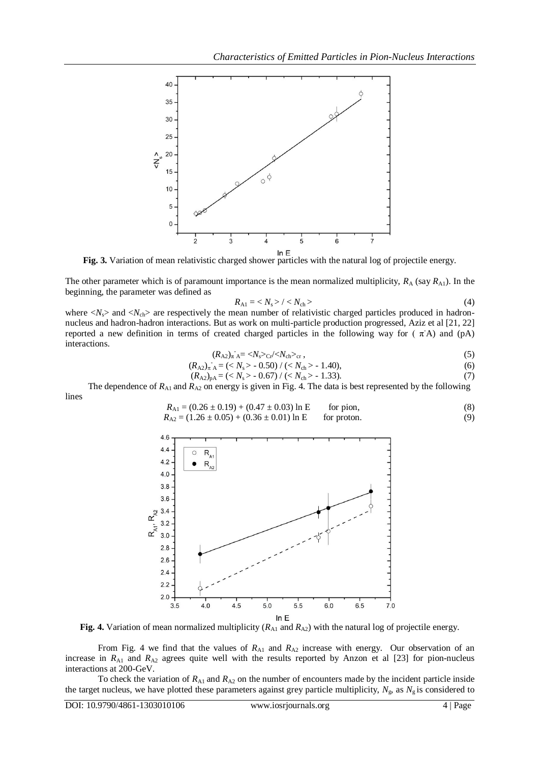**Fig. 3.** Variation of mean relativistic charged shower particles with the natural log of projectile energy.

The other parameter which is of paramount importance is the mean normalized multiplicity, $R_A$ (say $R_{A1}$). In the beginning, the parameter was defined as

$$R_{A1} = \langle N_s \rangle / \langle N_{ch} \rangle \quad (4)$$

where $\langle N_s \rangle$ and $\langle N_{ch} \rangle$ are respectively the mean number of relativistic charged particles produced in hadron-nucleus and hadron-hadron interactions. But as work on multi-particle production progressed, Aziz et al [21, 22] reported a new definition in terms of created charged particles in the following way for ($\pi^-$A) and (pA) interactions.

$$(R_{A2})_{\pi^- A} = \langle N_s \rangle_{Cr} / \langle N_{ch} \rangle_{cr}, \quad (5)$$

$$(R_{A2})_{\pi^- A} = (\langle N_s \rangle - 0.50) / (\langle N_{ch} \rangle - 1.40), \quad (6)$$

$$(R_{A2})_{pA} = (\langle N_s \rangle - 0.67) / (\langle N_{ch} \rangle - 1.33). \quad (7)$$

The dependence of $R_{A1}$ and $R_{A2}$ on energy is given in Fig. 4. The data is best represented by the following lines

$$R_{A1} = (0.26 \pm 0.19) + (0.47 \pm 0.03) \ln E \quad \text{for pion,} \quad (8)$$

$$R_{A2} = (1.26 \pm 0.05) + (0.36 \pm 0.01) \ln E \quad \text{for proton.} \quad (9)$$

**Fig. 4.** Variation of mean normalized multiplicity ($R_{A1}$ and $R_{A2}$) with the natural log of projectile energy.

From Fig. 4 we find that the values of $R_{A1}$ and $R_{A2}$ increase with energy. Our observation of an increase in $R_{A1}$ and $R_{A2}$ agrees quite well with the results reported by Anzon et al [23] for pion-nucleus interactions at 200-GeV.

To check the variation of $R_{A1}$ and $R_{A2}$ on the number of encounters made by the incident particle inside the target nucleus, we have plotted these parameters against grey particle multiplicity, $N_g$, as $N_g$ is considered to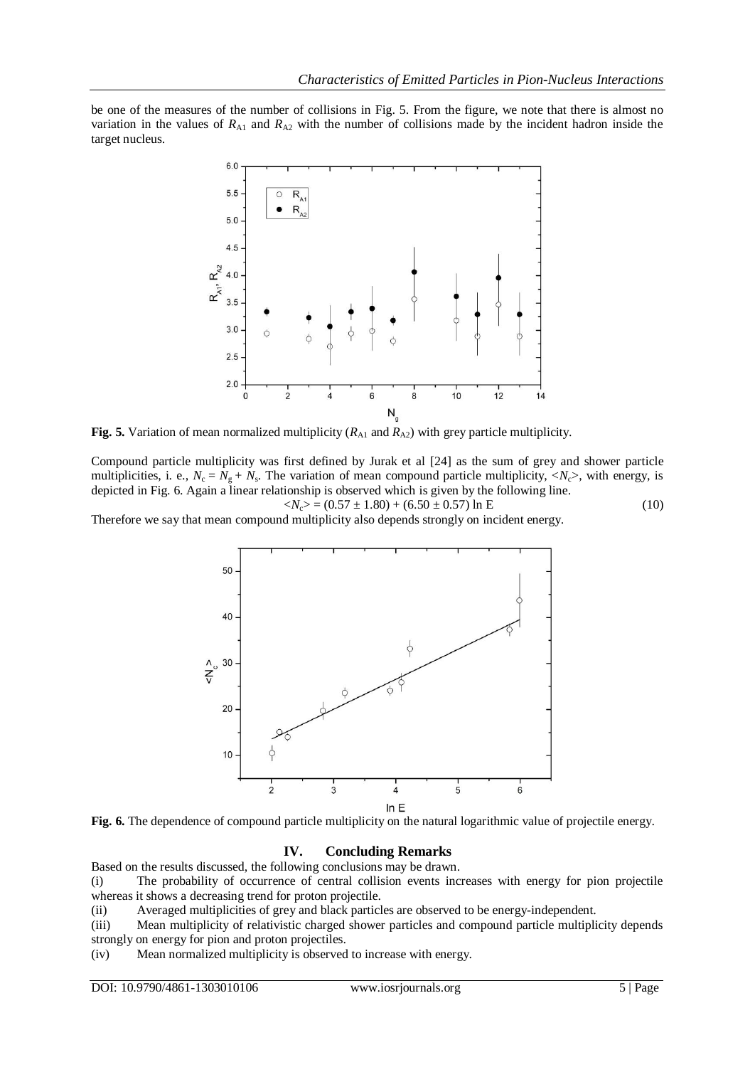be one of the measures of the number of collisions in Fig. 5. From the figure, we note that there is almost no variation in the values of $R_{A1}$ and $R_{A2}$ with the number of collisions made by the incident hadron inside the target nucleus.

**Fig. 5.** Variation of mean normalized multiplicity ($R_{A1}$ and $R_{A2}$) with grey particle multiplicity.

Compound particle multiplicity was first defined by Jurak et al [24] as the sum of grey and shower particle multiplicities, i. e., $N_c = N_g + N_s$. The variation of mean compound particle multiplicity, $<N_c>$, with energy, is depicted in Fig. 6. Again a linear relationship is observed which is given by the following line.

$$<N_c> = (0.57 \pm 1.80) + (6.50 \pm 0.57) \ln E \tag{10}$$

Therefore we say that mean compound multiplicity also depends strongly on incident energy.

**Fig. 6.** The dependence of compound particle multiplicity on the natural logarithmic value of projectile energy.

## IV. Concluding Remarks

Based on the results discussed, the following conclusions may be drawn.

(i) The probability of occurrence of central collision events increases with energy for pion projectile whereas it shows a decreasing trend for proton projectile.

(ii) Averaged multiplicities of grey and black particles are observed to be energy-independent.

(iii) Mean multiplicity of relativistic charged shower particles and compound particle multiplicity depends strongly on energy for pion and proton projectiles.

(iv) Mean normalized multiplicity is observed to increase with energy.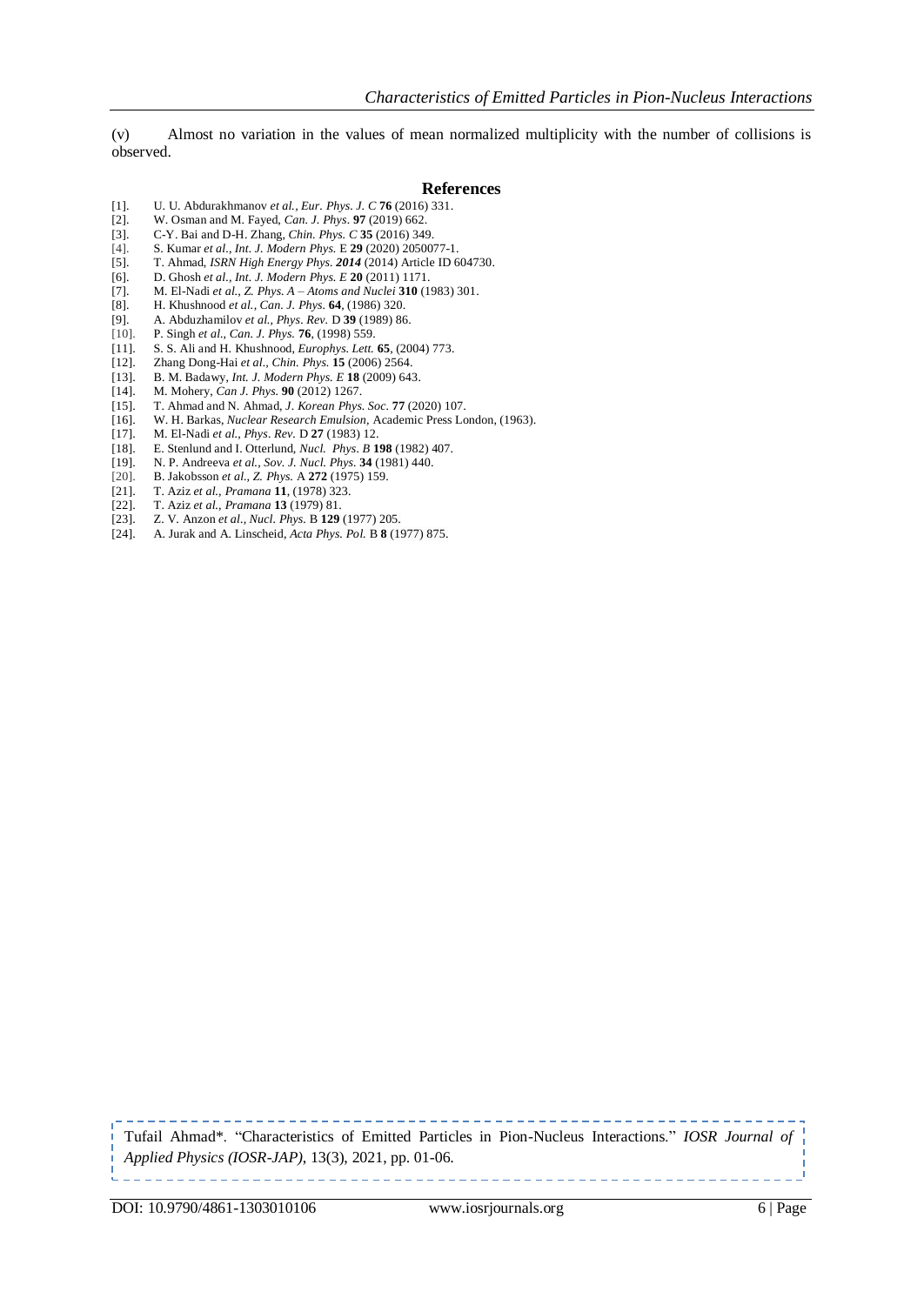(v) Almost no variation in the values of mean normalized multiplicity with the number of collisions is observed.

## References

[1]. U. U. Abdurakhmanov *et al.*, *Eur. Phys. J. C* **76** (2016) 331.
[2]. W. Osman and M. Fayed, *Can. J. Phys.* **97** (2019) 662.
[3]. C-Y. Bai and D-H. Zhang, *Chin. Phys. C* **35** (2016) 349.
[4]. S. Kumar *et al.*, *Int. J. Modern Phys.* E **29** (2020) 2050077-1.
[5]. T. Ahmad, *ISRN High Energy Phys.* ***2014*** (2014) Article ID 604730.
[6]. D. Ghosh *et al.*, *Int. J. Modern Phys. E* **20** (2011) 1171.
[7]. M. El-Nadi *et al., Z. Phys. A – Atoms and Nuclei* **310** (1983) 301.
[8]. H. Khushnood *et al.*, *Can. J. Phys.* **64**, (1986) 320.
[9]. A. Abduzhamilov *et al., Phys. Rev.* D **39** (1989) 86.
[10]. P. Singh *et al., Can. J. Phys.* **76**, (1998) 559.
[11]. S. S. Ali and H. Khushnood, *Europhys. Lett.* **65**, (2004) 773.
[12]. Zhang Dong-Hai *et al., Chin. Phys.* **15** (2006) 2564.
[13]. B. M. Badawy, *Int. J. Modern Phys. E* **18** (2009) 643.
[14]. M. Mohery, *Can J. Phys.* **90** (2012) 1267.
[15]. T. Ahmad and N. Ahmad, *J. Korean Phys. Soc.* **77** (2020) 107.
[16]. W. H. Barkas, *Nuclear Research Emulsion*, Academic Press London, (1963).
[17]. M. El-Nadi *et al., Phys. Rev.* D **27** (1983) 12.
[18]. E. Stenlund and I. Otterlund, *Nucl. Phys. B* **198** (1982) 407.
[19]. N. P. Andreeva *et al., Sov. J. Nucl. Phys.* **34** (1981) 440.
[20]. B. Jakobsson *et al., Z. Phys.* A **272** (1975) 159.
[21]. T. Aziz *et al., Pramana* **11**, (1978) 323.
[22]. T. Aziz *et al., Pramana* **13** (1979) 81.
[23]. Z. V. Anzon *et al., Nucl. Phys.* B **129** (1977) 205.
[24]. A. Jurak and A. Linscheid, *Acta Phys. Pol.* B **8** (1977) 875.

Tufail Ahmad\*. "Characteristics of Emitted Particles in Pion-Nucleus Interactions." *IOSR Journal of Applied Physics (IOSR-JAP)*, 13(3), 2021, pp. 01-06.